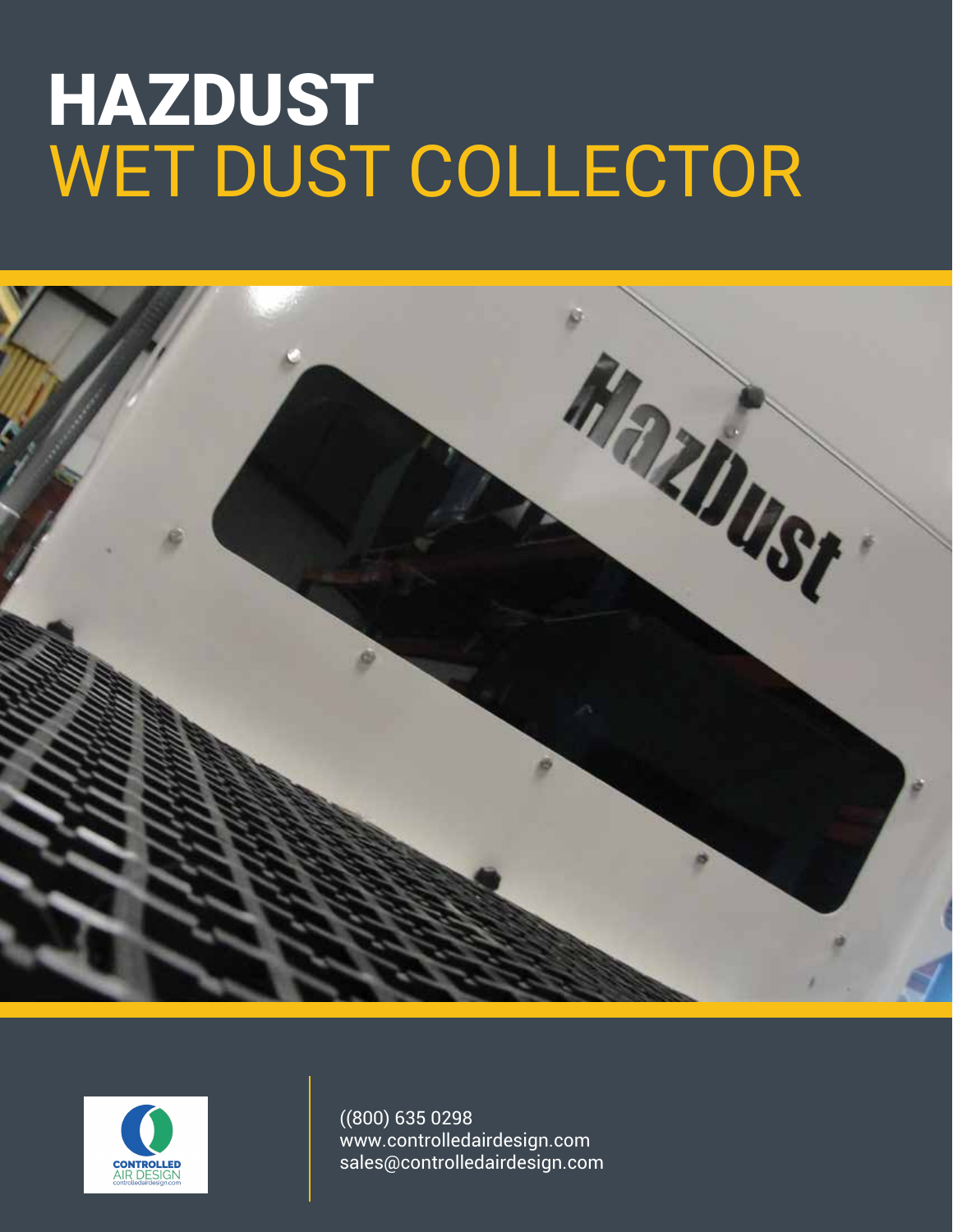# HAZDUST
## WET DUST COLLECTOR

((800) 635 0298
www.controlledairdesign.com
sales@controlledairdesign.com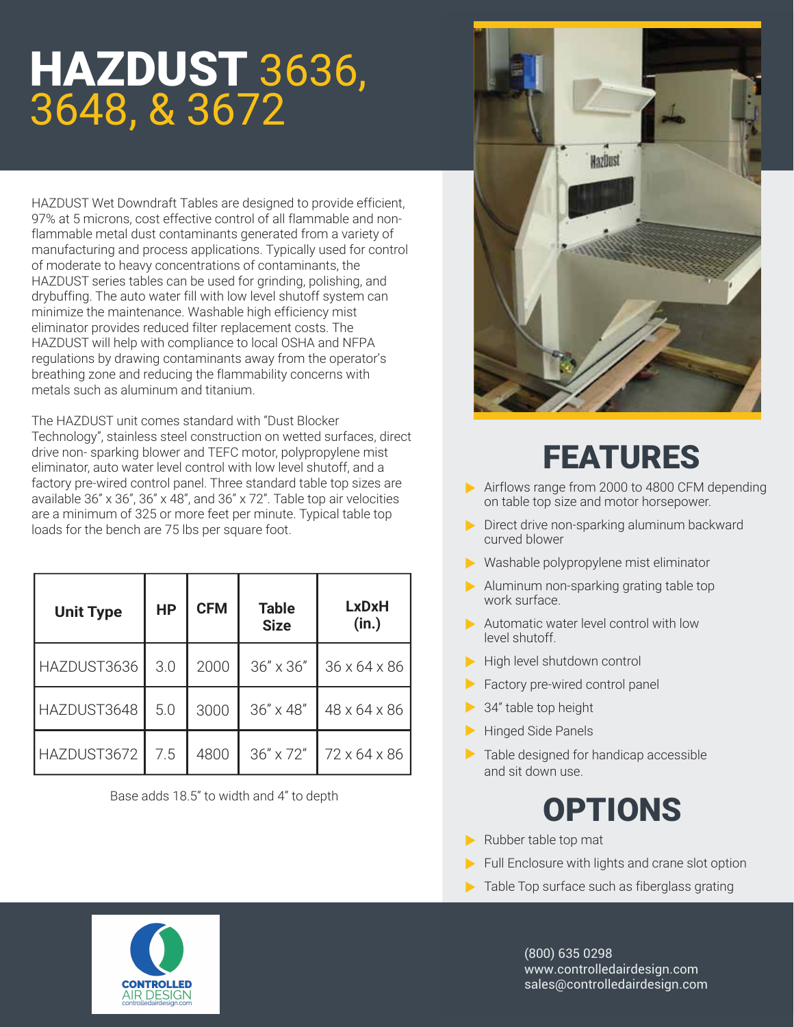# HAZDUST 3636, 3648, & 3672

HAZDUST Wet Downdraft Tables are designed to provide efficient, 97% at 5 microns, cost effective control of all flammable and non-flammable metal dust contaminants generated from a variety of manufacturing and process applications. Typically used for control of moderate to heavy concentrations of contaminants, the HAZDUST series tables can be used for grinding, polishing, and drybuffing. The auto water fill with low level shutoff system can minimize the maintenance. Washable high efficiency mist eliminator provides reduced filter replacement costs. The HAZDUST will help with compliance to local OSHA and NFPA regulations by drawing contaminants away from the operator's breathing zone and reducing the flammability concerns with metals such as aluminum and titanium.

The HAZDUST unit comes standard with "Dust Blocker Technology", stainless steel construction on wetted surfaces, direct drive non- sparking blower and TEFC motor, polypropylene mist eliminator, auto water level control with low level shutoff, and a factory pre-wired control panel. Three standard table top sizes are available 36" x 36", 36" x 48", and 36" x 72". Table top air velocities are a minimum of 325 or more feet per minute. Typical table top loads for the bench are 75 lbs per square foot.

| Unit Type | HP | CFM | Table Size | LxDxH (in.) |
|---|---|---|---|---|
| HAZDUST3636 | 3.0 | 2000 | 36" x 36" | 36 x 64 x 86 |
| HAZDUST3648 | 5.0 | 3000 | 36" x 48" | 48 x 64 x 86 |
| HAZDUST3672 | 7.5 | 4800 | 36" x 72" | 72 x 64 x 86 |

Base adds 18.5" to width and 4" to depth

## FEATURES

- Airflows range from 2000 to 4800 CFM depending on table top size and motor horsepower.
- Direct drive non-sparking aluminum backward curved blower
- Washable polypropylene mist eliminator
- Aluminum non-sparking grating table top work surface.
- Automatic water level control with low level shutoff.
- High level shutdown control
- Factory pre-wired control panel
- 34" table top height
- Hinged Side Panels
- Table designed for handicap accessible and sit down use.

## OPTIONS

- Rubber table top mat
- Full Enclosure with lights and crane slot option
- Table Top surface such as fiberglass grating

CONTROLLED AIR DESIGN
controlledairdesign.com

(800) 635 0298
www.controlledairdesign.com
sales@controlledairdesign.com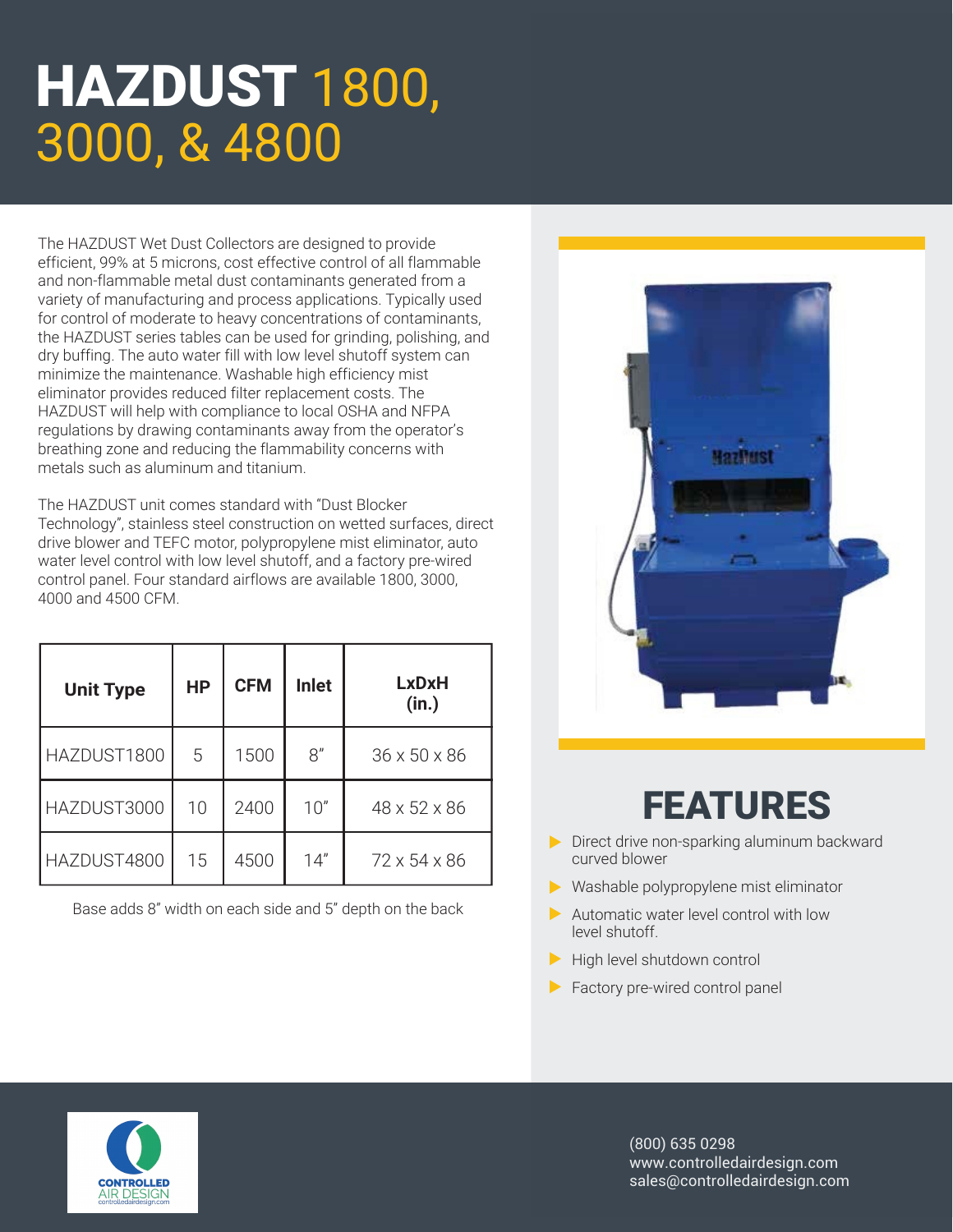# HAZDUST 1800, 3000, & 4800

The HAZDUST Wet Dust Collectors are designed to provide efficient, 99% at 5 microns, cost effective control of all flammable and non-flammable metal dust contaminants generated from a variety of manufacturing and process applications. Typically used for control of moderate to heavy concentrations of contaminants, the HAZDUST series tables can be used for grinding, polishing, and dry buffing. The auto water fill with low level shutoff system can minimize the maintenance. Washable high efficiency mist eliminator provides reduced filter replacement costs. The HAZDUST will help with compliance to local OSHA and NFPA regulations by drawing contaminants away from the operator's breathing zone and reducing the flammability concerns with metals such as aluminum and titanium.

The HAZDUST unit comes standard with "Dust Blocker Technology", stainless steel construction on wetted surfaces, direct drive blower and TEFC motor, polypropylene mist eliminator, auto water level control with low level shutoff, and a factory pre-wired control panel. Four standard airflows are available 1800, 3000, 4000 and 4500 CFM.

| Unit Type | HP | CFM | Inlet | LxDxH (in.) |
|---|---|---|---|---|
| HAZDUST1800 | 5 | 1500 | 8" | 36 x 50 x 86 |
| HAZDUST3000 | 10 | 2400 | 10" | 48 x 52 x 86 |
| HAZDUST4800 | 15 | 4500 | 14" | 72 x 54 x 86 |

Base adds 8" width on each side and 5" depth on the back

## FEATURES

- Direct drive non-sparking aluminum backward curved blower
- Washable polypropylene mist eliminator
- Automatic water level control with low level shutoff.
- High level shutdown control
- Factory pre-wired control panel

CONTROLLED AIR DESIGN
controlledairdesign.com

(800) 635 0298
www.controlledairdesign.com
sales@controlledairdesign.com